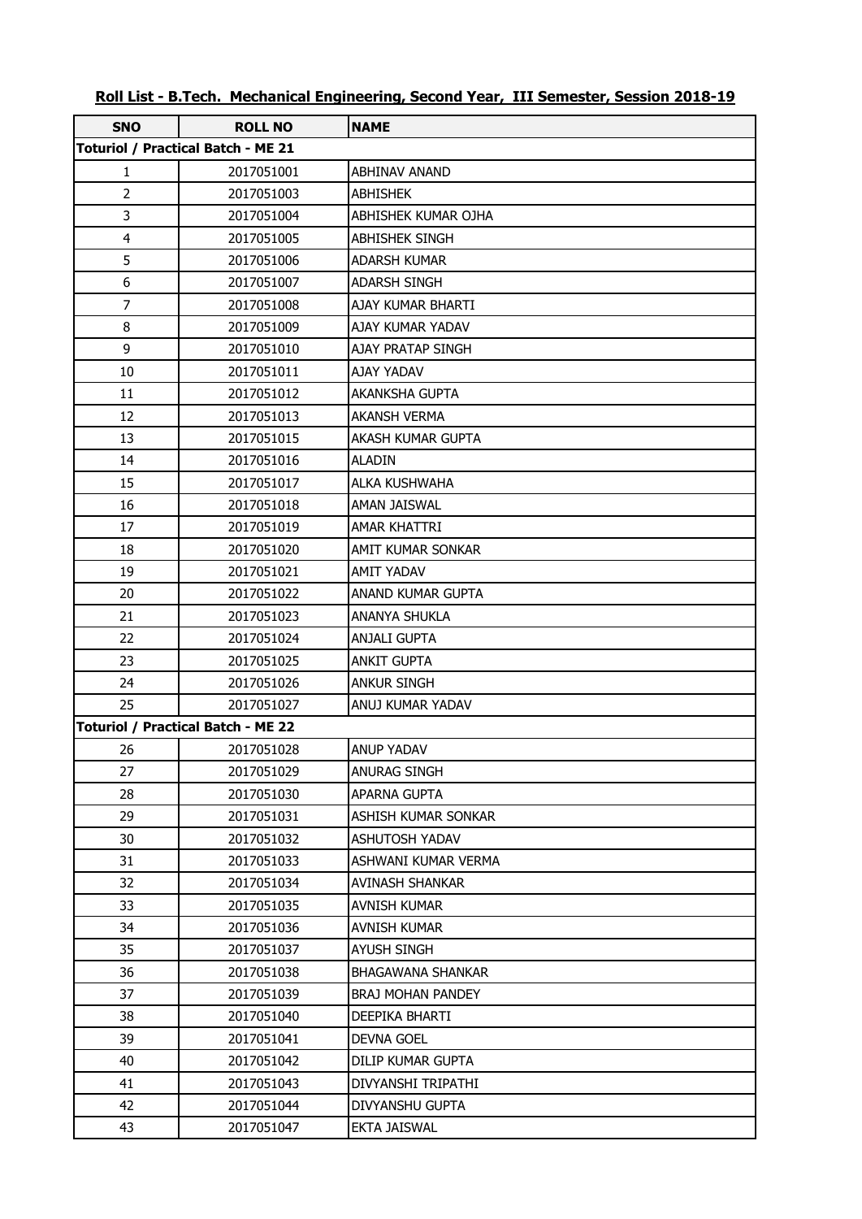**Roll List - B.Tech. Mechanical Engineering, Second Year, III Semester, Session 2018-19**

| SNO | ROLL NO | NAME |
|---|---|---|
| **Toturiol / Practical Batch - ME 21** | | |
| 1 | 2017051001 | ABHINAV ANAND |
| 2 | 2017051003 | ABHISHEK |
| 3 | 2017051004 | ABHISHEK KUMAR OJHA |
| 4 | 2017051005 | ABHISHEK SINGH |
| 5 | 2017051006 | ADARSH KUMAR |
| 6 | 2017051007 | ADARSH SINGH |
| 7 | 2017051008 | AJAY KUMAR BHARTI |
| 8 | 2017051009 | AJAY KUMAR YADAV |
| 9 | 2017051010 | AJAY PRATAP SINGH |
| 10 | 2017051011 | AJAY YADAV |
| 11 | 2017051012 | AKANKSHA GUPTA |
| 12 | 2017051013 | AKANSH VERMA |
| 13 | 2017051015 | AKASH KUMAR GUPTA |
| 14 | 2017051016 | ALADIN |
| 15 | 2017051017 | ALKA KUSHWAHA |
| 16 | 2017051018 | AMAN JAISWAL |
| 17 | 2017051019 | AMAR KHATTRI |
| 18 | 2017051020 | AMIT KUMAR SONKAR |
| 19 | 2017051021 | AMIT YADAV |
| 20 | 2017051022 | ANAND KUMAR GUPTA |
| 21 | 2017051023 | ANANYA SHUKLA |
| 22 | 2017051024 | ANJALI GUPTA |
| 23 | 2017051025 | ANKIT GUPTA |
| 24 | 2017051026 | ANKUR SINGH |
| 25 | 2017051027 | ANUJ KUMAR YADAV |
| **Toturiol / Practical Batch - ME 22** | | |
| 26 | 2017051028 | ANUP YADAV |
| 27 | 2017051029 | ANURAG SINGH |
| 28 | 2017051030 | APARNA GUPTA |
| 29 | 2017051031 | ASHISH KUMAR SONKAR |
| 30 | 2017051032 | ASHUTOSH YADAV |
| 31 | 2017051033 | ASHWANI KUMAR VERMA |
| 32 | 2017051034 | AVINASH SHANKAR |
| 33 | 2017051035 | AVNISH KUMAR |
| 34 | 2017051036 | AVNISH KUMAR |
| 35 | 2017051037 | AYUSH SINGH |
| 36 | 2017051038 | BHAGAWANA SHANKAR |
| 37 | 2017051039 | BRAJ MOHAN PANDEY |
| 38 | 2017051040 | DEEPIKA BHARTI |
| 39 | 2017051041 | DEVNA GOEL |
| 40 | 2017051042 | DILIP KUMAR GUPTA |
| 41 | 2017051043 | DIVYANSHI TRIPATHI |
| 42 | 2017051044 | DIVYANSHU GUPTA |
| 43 | 2017051047 | EKTA JAISWAL |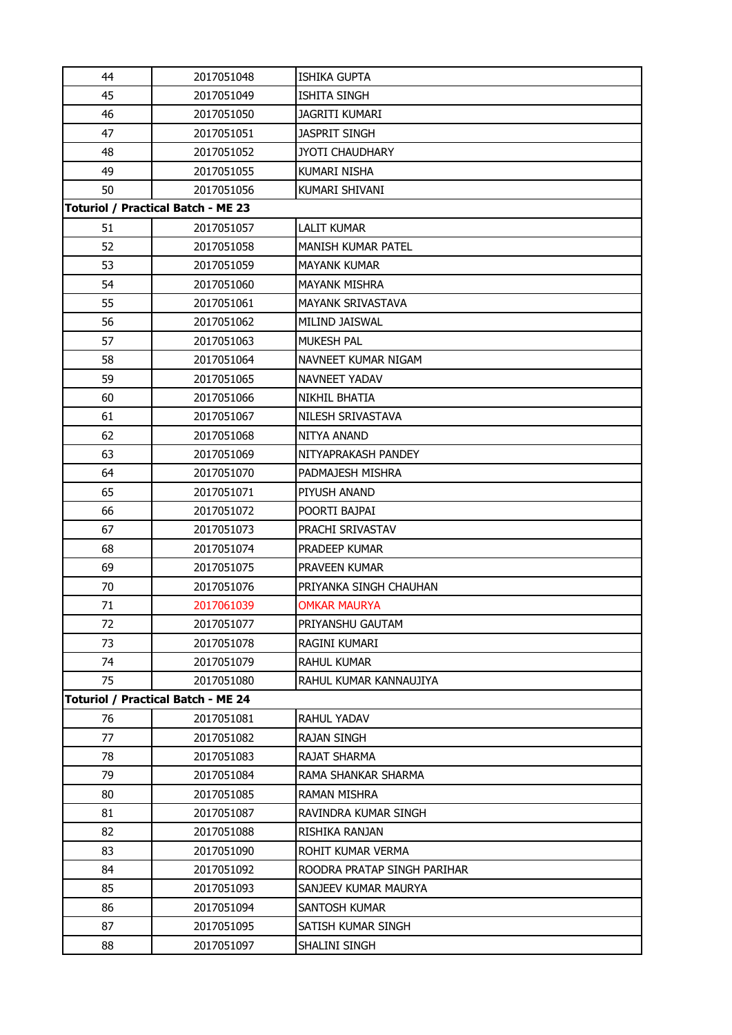| 44 | 2017051048 | ISHIKA GUPTA |
|---|---|---|
| 45 | 2017051049 | ISHITA SINGH |
| 46 | 2017051050 | JAGRITI KUMARI |
| 47 | 2017051051 | JASPRIT SINGH |
| 48 | 2017051052 | JYOTI CHAUDHARY |
| 49 | 2017051055 | KUMARI NISHA |
| 50 | 2017051056 | KUMARI SHIVANI |
| **Toturiol / Practical Batch - ME 23** | | |
| 51 | 2017051057 | LALIT KUMAR |
| 52 | 2017051058 | MANISH KUMAR PATEL |
| 53 | 2017051059 | MAYANK KUMAR |
| 54 | 2017051060 | MAYANK MISHRA |
| 55 | 2017051061 | MAYANK SRIVASTAVA |
| 56 | 2017051062 | MILIND JAISWAL |
| 57 | 2017051063 | MUKESH PAL |
| 58 | 2017051064 | NAVNEET KUMAR NIGAM |
| 59 | 2017051065 | NAVNEET YADAV |
| 60 | 2017051066 | NIKHIL BHATIA |
| 61 | 2017051067 | NILESH SRIVASTAVA |
| 62 | 2017051068 | NITYA ANAND |
| 63 | 2017051069 | NITYAPRAKASH PANDEY |
| 64 | 2017051070 | PADMAJESH MISHRA |
| 65 | 2017051071 | PIYUSH ANAND |
| 66 | 2017051072 | POORTI BAJPAI |
| 67 | 2017051073 | PRACHI SRIVASTAV |
| 68 | 2017051074 | PRADEEP KUMAR |
| 69 | 2017051075 | PRAVEEN KUMAR |
| 70 | 2017051076 | PRIYANKA SINGH CHAUHAN |
| 71 | 2017061039 | OMKAR MAURYA |
| 72 | 2017051077 | PRIYANSHU GAUTAM |
| 73 | 2017051078 | RAGINI KUMARI |
| 74 | 2017051079 | RAHUL KUMAR |
| 75 | 2017051080 | RAHUL KUMAR KANNAUJIYA |
| **Toturiol / Practical Batch - ME 24** | | |
| 76 | 2017051081 | RAHUL YADAV |
| 77 | 2017051082 | RAJAN SINGH |
| 78 | 2017051083 | RAJAT SHARMA |
| 79 | 2017051084 | RAMA SHANKAR SHARMA |
| 80 | 2017051085 | RAMAN MISHRA |
| 81 | 2017051087 | RAVINDRA KUMAR SINGH |
| 82 | 2017051088 | RISHIKA RANJAN |
| 83 | 2017051090 | ROHIT KUMAR VERMA |
| 84 | 2017051092 | ROODRA PRATAP SINGH PARIHAR |
| 85 | 2017051093 | SANJEEV KUMAR MAURYA |
| 86 | 2017051094 | SANTOSH KUMAR |
| 87 | 2017051095 | SATISH KUMAR SINGH |
| 88 | 2017051097 | SHALINI SINGH |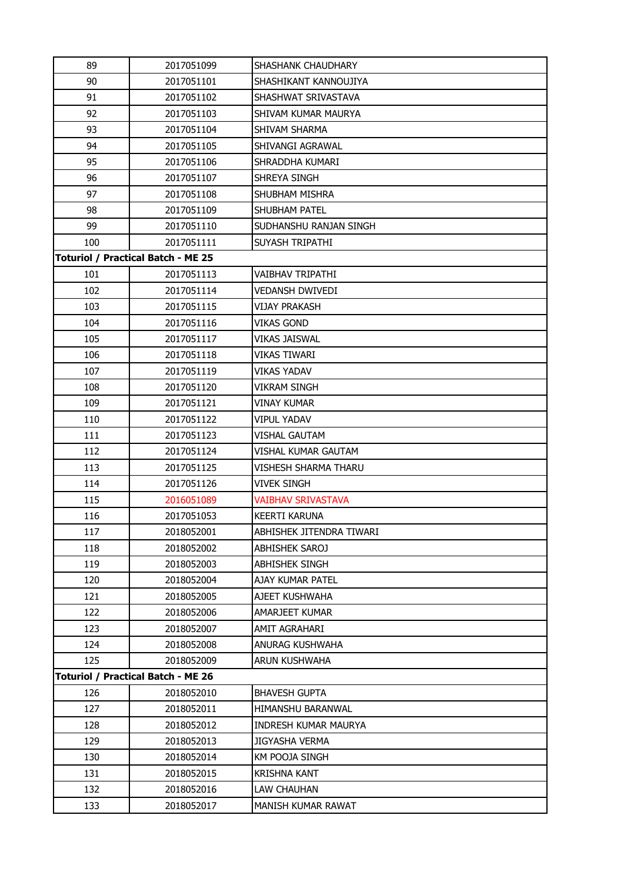| | | |
|---|---|---|
| 89 | 2017051099 | SHASHANK CHAUDHARY |
| 90 | 2017051101 | SHASHIKANT KANNOUJIYA |
| 91 | 2017051102 | SHASHWAT SRIVASTAVA |
| 92 | 2017051103 | SHIVAM KUMAR MAURYA |
| 93 | 2017051104 | SHIVAM SHARMA |
| 94 | 2017051105 | SHIVANGI AGRAWAL |
| 95 | 2017051106 | SHRADDHA KUMARI |
| 96 | 2017051107 | SHREYA SINGH |
| 97 | 2017051108 | SHUBHAM MISHRA |
| 98 | 2017051109 | SHUBHAM PATEL |
| 99 | 2017051110 | SUDHANSHU RANJAN SINGH |
| 100 | 2017051111 | SUYASH TRIPATHI |
| **Toturiol / Practical Batch - ME 25** | | |
| 101 | 2017051113 | VAIBHAV TRIPATHI |
| 102 | 2017051114 | VEDANSH DWIVEDI |
| 103 | 2017051115 | VIJAY PRAKASH |
| 104 | 2017051116 | VIKAS GOND |
| 105 | 2017051117 | VIKAS JAISWAL |
| 106 | 2017051118 | VIKAS TIWARI |
| 107 | 2017051119 | VIKAS YADAV |
| 108 | 2017051120 | VIKRAM SINGH |
| 109 | 2017051121 | VINAY KUMAR |
| 110 | 2017051122 | VIPUL YADAV |
| 111 | 2017051123 | VISHAL GAUTAM |
| 112 | 2017051124 | VISHAL KUMAR GAUTAM |
| 113 | 2017051125 | VISHESH SHARMA THARU |
| 114 | 2017051126 | VIVEK SINGH |
| 115 | 2016051089 | VAIBHAV SRIVASTAVA |
| 116 | 2017051053 | KEERTI KARUNA |
| 117 | 2018052001 | ABHISHEK JITENDRA TIWARI |
| 118 | 2018052002 | ABHISHEK SAROJ |
| 119 | 2018052003 | ABHISHEK SINGH |
| 120 | 2018052004 | AJAY KUMAR PATEL |
| 121 | 2018052005 | AJEET KUSHWAHA |
| 122 | 2018052006 | AMARJEET KUMAR |
| 123 | 2018052007 | AMIT AGRAHARI |
| 124 | 2018052008 | ANURAG KUSHWAHA |
| 125 | 2018052009 | ARUN KUSHWAHA |
| **Toturiol / Practical Batch - ME 26** | | |
| 126 | 2018052010 | BHAVESH GUPTA |
| 127 | 2018052011 | HIMANSHU BARANWAL |
| 128 | 2018052012 | INDRESH KUMAR MAURYA |
| 129 | 2018052013 | JIGYASHA VERMA |
| 130 | 2018052014 | KM POOJA SINGH |
| 131 | 2018052015 | KRISHNA KANT |
| 132 | 2018052016 | LAW CHAUHAN |
| 133 | 2018052017 | MANISH KUMAR RAWAT |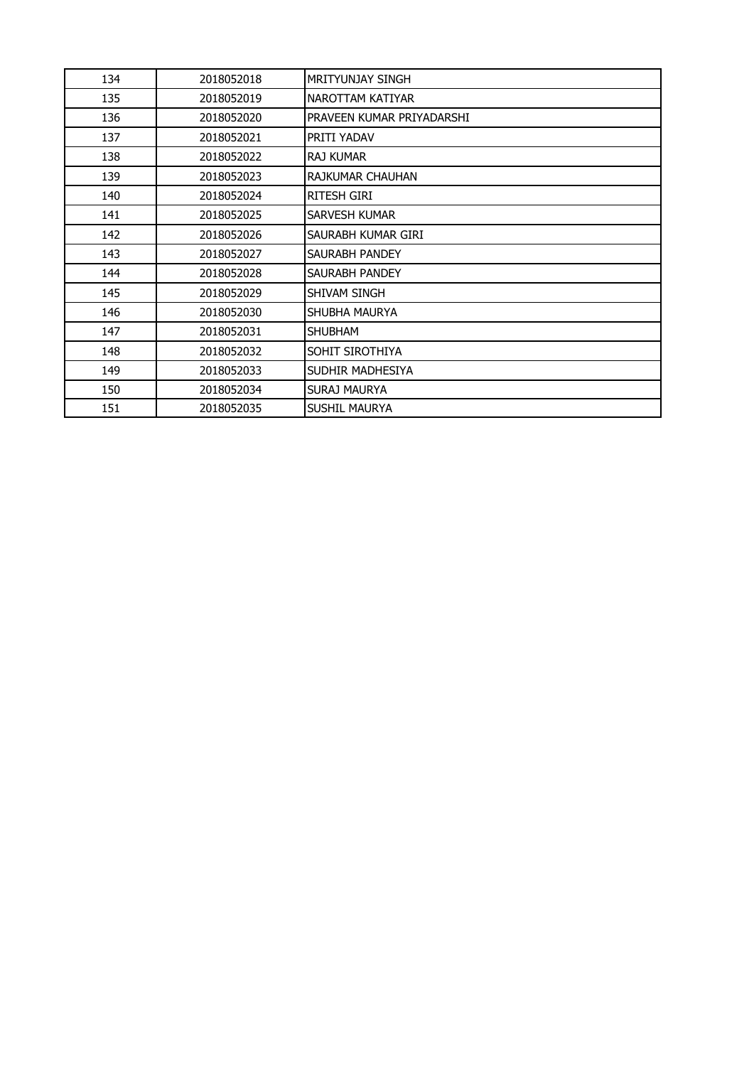| | | |
|---|---|---|
| 134 | 2018052018 | MRITYUNJAY SINGH |
| 135 | 2018052019 | NAROTTAM KATIYAR |
| 136 | 2018052020 | PRAVEEN KUMAR PRIYADARSHI |
| 137 | 2018052021 | PRITI YADAV |
| 138 | 2018052022 | RAJ KUMAR |
| 139 | 2018052023 | RAJKUMAR CHAUHAN |
| 140 | 2018052024 | RITESH GIRI |
| 141 | 2018052025 | SARVESH KUMAR |
| 142 | 2018052026 | SAURABH KUMAR GIRI |
| 143 | 2018052027 | SAURABH PANDEY |
| 144 | 2018052028 | SAURABH PANDEY |
| 145 | 2018052029 | SHIVAM SINGH |
| 146 | 2018052030 | SHUBHA MAURYA |
| 147 | 2018052031 | SHUBHAM |
| 148 | 2018052032 | SOHIT SIROTHIYA |
| 149 | 2018052033 | SUDHIR MADHESIYA |
| 150 | 2018052034 | SURAJ MAURYA |
| 151 | 2018052035 | SUSHIL MAURYA |